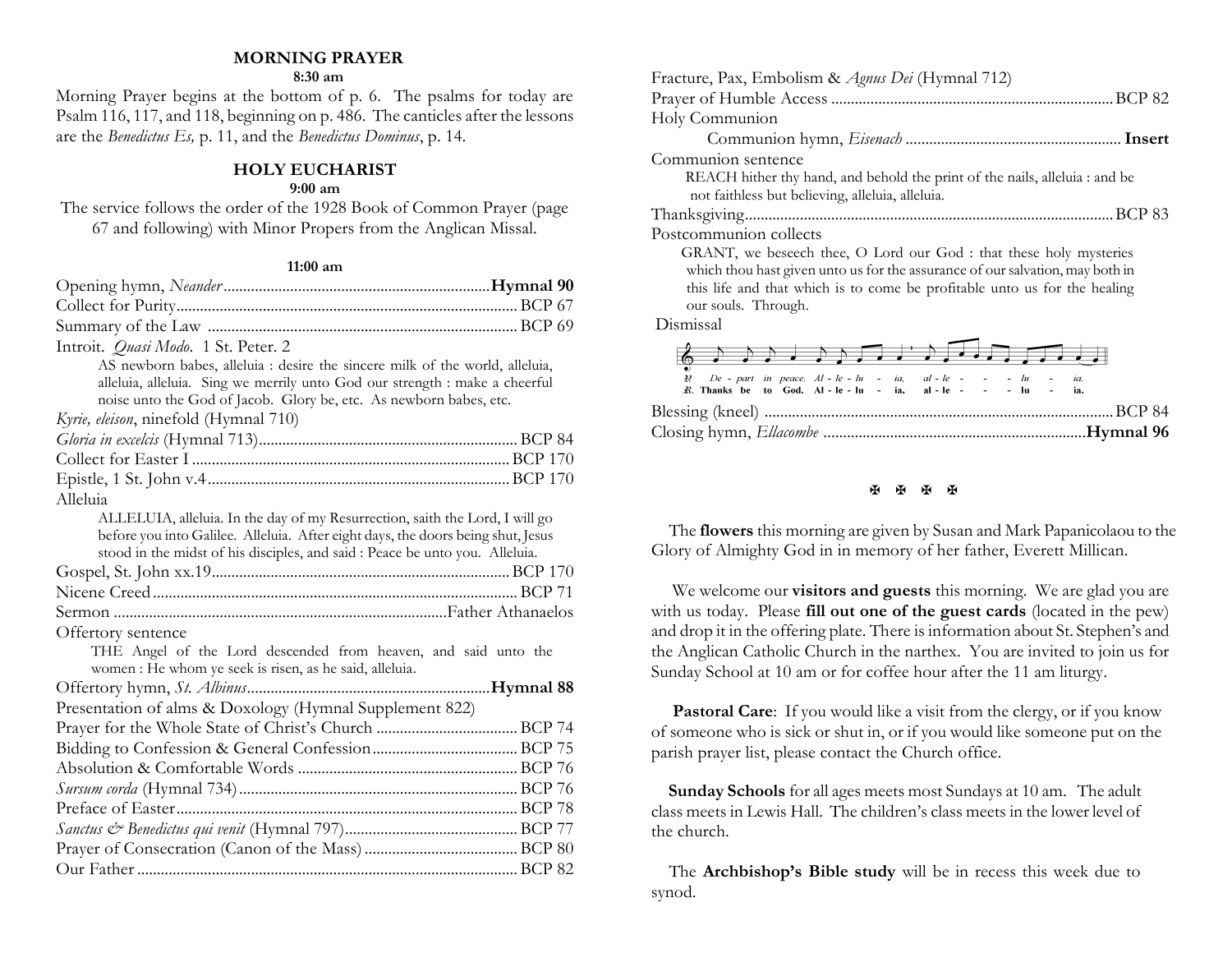## MORNING PRAYER

**8:30 am**

Morning Prayer begins at the bottom of p. 6. The psalms for today are Psalm 116, 117, and 118, beginning on p. 486. The canticles after the lessons are the *Benedictus Es,* p. 11, and the *Benedictus Dominus*, p. 14.

## HOLY EUCHARIST

**9:00 am**

The service follows the order of the 1928 Book of Common Prayer (page 67 and following) with Minor Propers from the Anglican Missal.

**11:00 am**

Opening hymn, *Neander* ................................................. **Hymnal 90**

Collect for Purity ................................................. BCP 67

Summary of the Law ................................................. BCP 69

Introit. *Quasi Modo*. 1 St. Peter. 2

> AS newborn babes, alleluia : desire the sincere milk of the world, alleluia, alleluia, alleluia. Sing we merrily unto God our strength : make a cheerful noise unto the God of Jacob. Glory be, etc. As newborn babes, etc.

*Kyrie, eleison*, ninefold (Hymnal 710)

*Gloria in excelsis* (Hymnal 713) ................................................. BCP 84

Collect for Easter I ................................................. BCP 170

Epistle, 1 St. John v.4 ................................................. BCP 170

Alleluia

> ALLELUIA, alleluia. In the day of my Resurrection, saith the Lord, I will go before you into Galilee. Alleluia. After eight days, the doors being shut, Jesus stood in the midst of his disciples, and said : Peace be unto you. Alleluia.

Gospel, St. John xx.19 ................................................. BCP 170

Nicene Creed ................................................. BCP 71

Sermon ................................................. Father Athanaelos

Offertory sentence

> THE Angel of the Lord descended from heaven, and said unto the women : He whom ye seek is risen, as he said, alleluia.

Offertory hymn, *St. Albinus* ................................................. **Hymnal 88**

Presentation of alms & Doxology (Hymnal Supplement 822)

Prayer for the Whole State of Christ's Church ................................................. BCP 74

Bidding to Confession & General Confession ................................................. BCP 75

Absolution & Comfortable Words ................................................. BCP 76

*Sursum corda* (Hymnal 734) ................................................. BCP 76

Preface of Easter ................................................. BCP 78

*Sanctus & Benedictus qui venit* (Hymnal 797) ................................................. BCP 77

Prayer of Consecration (Canon of the Mass) ................................................. BCP 80

Our Father ................................................. BCP 82

Fracture, Pax, Embolism & *Agnus Dei* (Hymnal 712)

Prayer of Humble Access ................................................. BCP 82

Holy Communion

Communion hymn, *Eisenach* ................................................. **Insert**

Communion sentence

> REACH hither thy hand, and behold the print of the nails, alleluia : and be not faithless but believing, alleluia, alleluia.

Thanksgiving ................................................. BCP 83

Postcommunion collects

> GRANT, we beseech thee, O Lord our God : that these holy mysteries which thou hast given unto us for the assurance of our salvation, may both in this life and that which is to come be profitable unto us for the healing our souls. Through.

Dismissal

℣. De - part in peace. Al - le - lu - ia, al - le - lu - ia.
℟. Thanks be to God. Al - le - lu - ia, al - le - lu - ia.

Blessing (kneel) ................................................. BCP 84

Closing hymn, *Ellacombe* ................................................. **Hymnal 96**

✠ ✠ ✠ ✠

The **flowers** this morning are given by Susan and Mark Papanicolaou to the Glory of Almighty God in in memory of her father, Everett Millican.

We welcome our **visitors and guests** this morning. We are glad you are with us today. Please **fill out one of the guest cards** (located in the pew) and drop it in the offering plate. There is information about St. Stephen's and the Anglican Catholic Church in the narthex. You are invited to join us for Sunday School at 10 am or for coffee hour after the 11 am liturgy.

**Pastoral Care**: If you would like a visit from the clergy, or if you know of someone who is sick or shut in, or if you would like someone put on the parish prayer list, please contact the Church office.

**Sunday Schools** for all ages meets most Sundays at 10 am. The adult class meets in Lewis Hall. The children's class meets in the lower level of the church.

The **Archbishop's Bible study** will be in recess this week due to synod.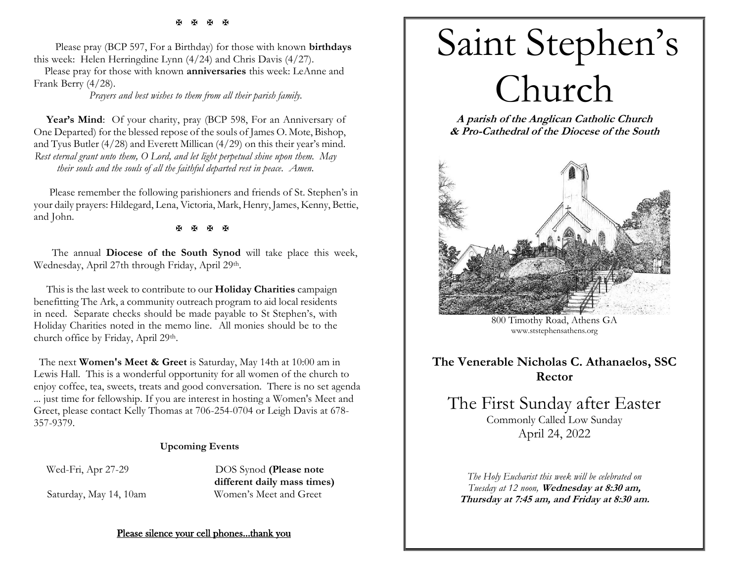✠ ✠ ✠ ✠

Please pray (BCP 597, For a Birthday) for those with known **birthdays** this week: Helen Herringdine Lynn (4/24) and Chris Davis (4/27).

Please pray for those with known **anniversaries** this week: LeAnne and Frank Berry (4/28).

*Prayers and best wishes to them from all their parish family.*

**Year's Mind**: Of your charity, pray (BCP 598, For an Anniversary of One Departed) for the blessed repose of the souls of James O. Mote, Bishop, and Tyus Butler (4/28) and Everett Millican (4/29) on this their year's mind.

*Rest eternal grant unto them, O Lord, and let light perpetual shine upon them. May their souls and the souls of all the faithful departed rest in peace. Amen.*

Please remember the following parishioners and friends of St. Stephen's in your daily prayers: Hildegard, Lena, Victoria, Mark, Henry, James, Kenny, Bettie, and John.

✠ ✠ ✠ ✠

The annual **Diocese of the South Synod** will take place this week, Wednesday, April 27th through Friday, April 29th.

This is the last week to contribute to our **Holiday Charities** campaign benefitting The Ark, a community outreach program to aid local residents in need. Separate checks should be made payable to St Stephen's, with Holiday Charities noted in the memo line. All monies should be to the church office by Friday, April 29th.

The next **Women's Meet & Greet** is Saturday, May 14th at 10:00 am in Lewis Hall. This is a wonderful opportunity for all women of the church to enjoy coffee, tea, sweets, treats and good conversation. There is no set agenda ... just time for fellowship. If you are interest in hosting a Women's Meet and Greet, please contact Kelly Thomas at 706-254-0704 or Leigh Davis at 678-357-9379.

**Upcoming Events**

| | |
|---|---|
| Wed-Fri, Apr 27-29 | DOS Synod **(Please note different daily mass times)** |
| Saturday, May 14, 10am | Women's Meet and Greet |

Please silence your cell phones...thank you

# Saint Stephen's Church

***A parish of the Anglican Catholic Church & Pro-Cathedral of the Diocese of the South***

800 Timothy Road, Athens GA
www.ststephensathens.org

**The Venerable Nicholas C. Athanaelos, SSC**
**Rector**

## The First Sunday after Easter

Commonly Called Low Sunday
April 24, 2022

*The Holy Eucharist this week will be celebrated on Tuesday at 12 noon,* ***Wednesday at 8:30 am, Thursday at 7:45 am, and Friday at 8:30 am.***